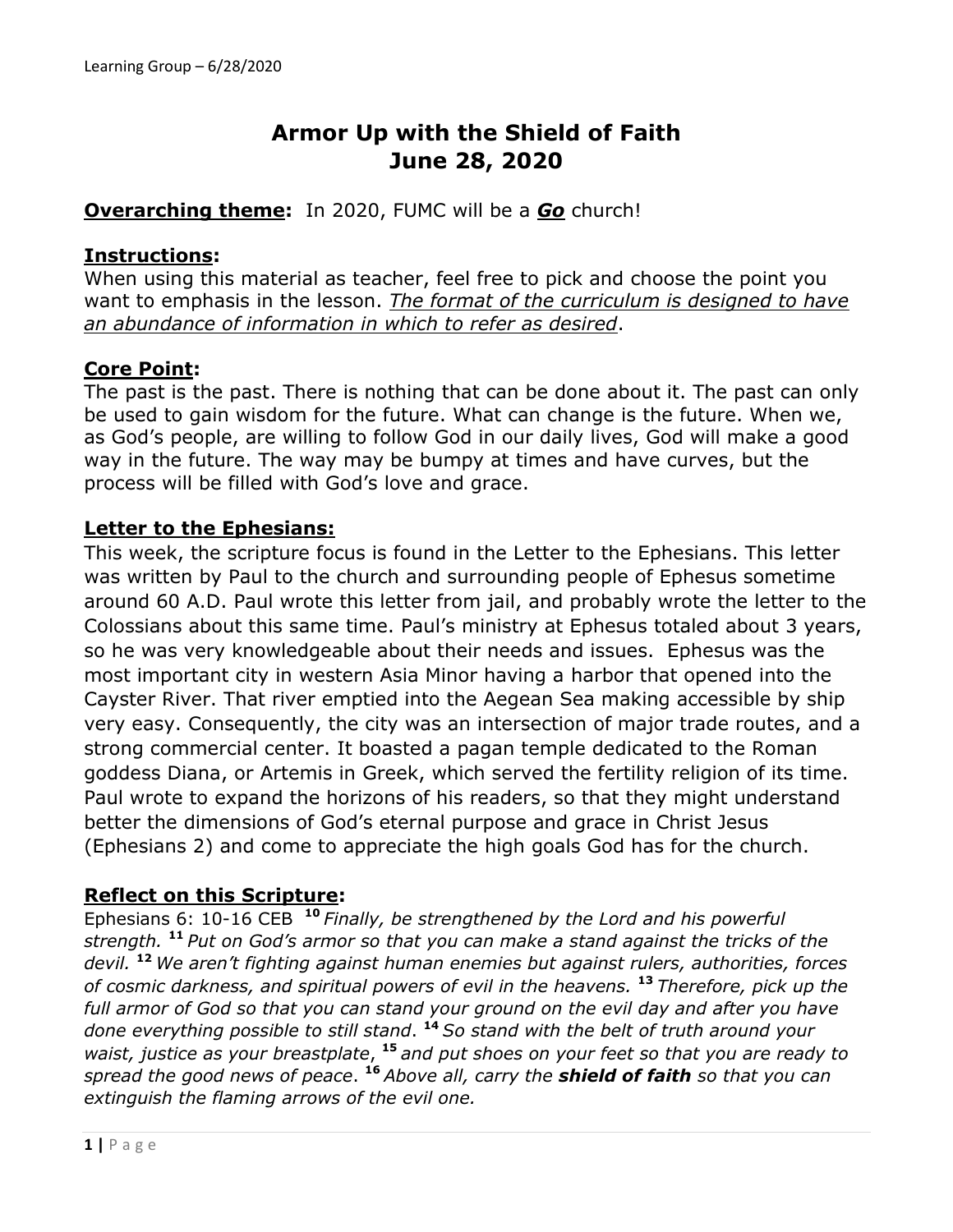# Armor Up with the Shield of Faith
# June 28, 2020

**Overarching theme:** In 2020, FUMC will be a ***Go*** church!

**Instructions:**
When using this material as teacher, feel free to pick and choose the point you want to emphasis in the lesson. *The format of the curriculum is designed to have an abundance of information in which to refer as desired*.

**Core Point:**
The past is the past. There is nothing that can be done about it. The past can only be used to gain wisdom for the future. What can change is the future. When we, as God's people, are willing to follow God in our daily lives, God will make a good way in the future. The way may be bumpy at times and have curves, but the process will be filled with God's love and grace.

**Letter to the Ephesians:**
This week, the scripture focus is found in the Letter to the Ephesians. This letter was written by Paul to the church and surrounding people of Ephesus sometime around 60 A.D. Paul wrote this letter from jail, and probably wrote the letter to the Colossians about this same time. Paul's ministry at Ephesus totaled about 3 years, so he was very knowledgeable about their needs and issues. Ephesus was the most important city in western Asia Minor having a harbor that opened into the Cayster River. That river emptied into the Aegean Sea making accessible by ship very easy. Consequently, the city was an intersection of major trade routes, and a strong commercial center. It boasted a pagan temple dedicated to the Roman goddess Diana, or Artemis in Greek, which served the fertility religion of its time. Paul wrote to expand the horizons of his readers, so that they might understand better the dimensions of God's eternal purpose and grace in Christ Jesus (Ephesians 2) and come to appreciate the high goals God has for the church.

**Reflect on this Scripture:**
Ephesians 6: 10-16 CEB **10** *Finally, be strengthened by the Lord and his powerful strength.* **11** *Put on God's armor so that you can make a stand against the tricks of the devil.* **12** *We aren't fighting against human enemies but against rulers, authorities, forces of cosmic darkness, and spiritual powers of evil in the heavens.* **13** *Therefore, pick up the full armor of God so that you can stand your ground on the evil day and after you have done everything possible to still stand.* **14** *So stand with the belt of truth around your waist, justice as your breastplate,* **15** *and put shoes on your feet so that you are ready to spread the good news of peace.* **16** *Above all, carry the* ***shield of faith*** *so that you can extinguish the flaming arrows of the evil one.*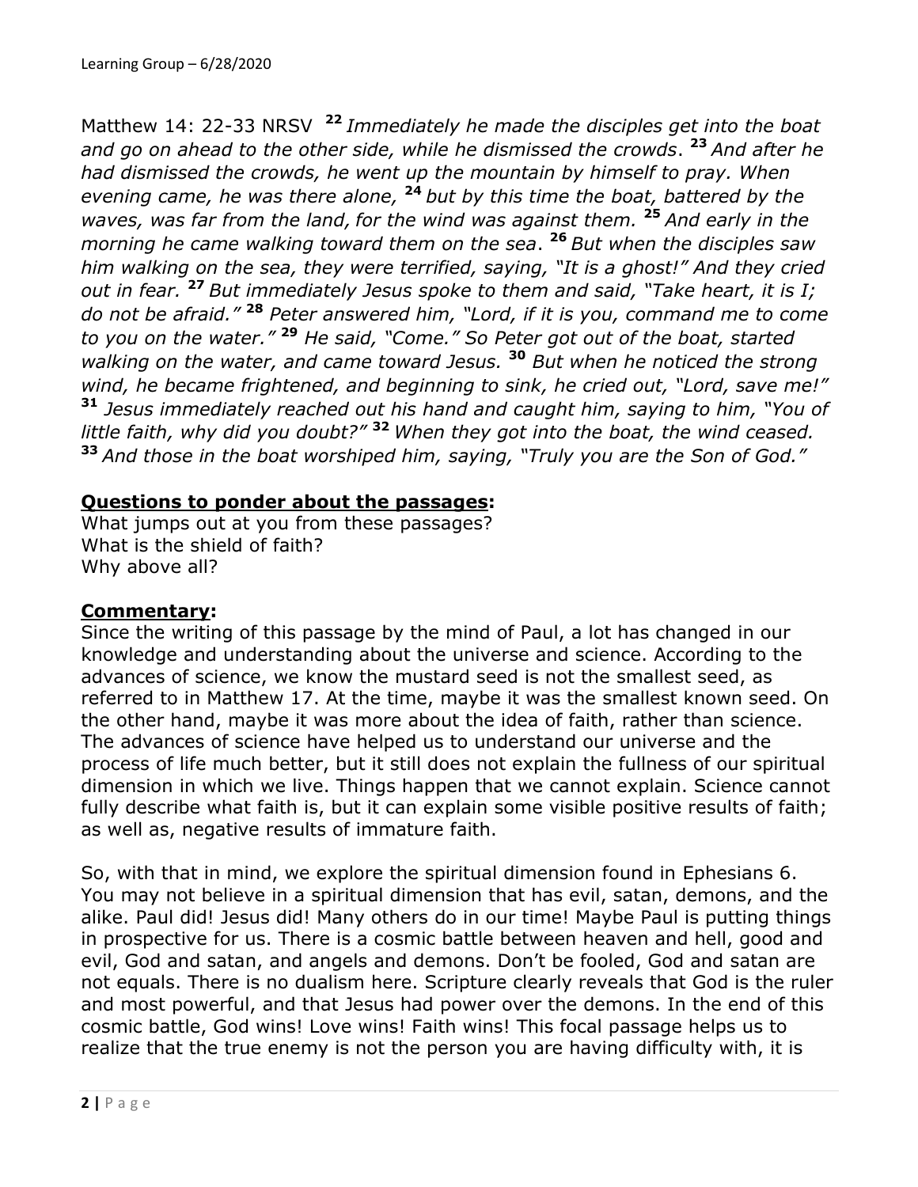Matthew 14: 22-33 NRSV [22] *Immediately he made the disciples get into the boat and go on ahead to the other side, while he dismissed the crowds*. [23] *And after he had dismissed the crowds, he went up the mountain by himself to pray. When evening came, he was there alone,* [24] *but by this time the boat, battered by the waves, was far from the land, for the wind was against them.* [25] *And early in the morning he came walking toward them on the sea*. [26] *But when the disciples saw him walking on the sea, they were terrified, saying, "It is a ghost!" And they cried out in fear.* [27] *But immediately Jesus spoke to them and said, "Take heart, it is I; do not be afraid."* [28] *Peter answered him, "Lord, if it is you, command me to come to you on the water."* [29] *He said, "Come." So Peter got out of the boat, started walking on the water, and came toward Jesus.* [30] *But when he noticed the strong wind, he became frightened, and beginning to sink, he cried out, "Lord, save me!"* [31] *Jesus immediately reached out his hand and caught him, saying to him, "You of little faith, why did you doubt?"* [32] *When they got into the boat, the wind ceased.* [33] *And those in the boat worshiped him, saying, "Truly you are the Son of God."*

**<u>Questions to ponder about the passages</u>:**

What jumps out at you from these passages?
What is the shield of faith?
Why above all?

**<u>Commentary</u>:**

Since the writing of this passage by the mind of Paul, a lot has changed in our knowledge and understanding about the universe and science. According to the advances of science, we know the mustard seed is not the smallest seed, as referred to in Matthew 17. At the time, maybe it was the smallest known seed. On the other hand, maybe it was more about the idea of faith, rather than science. The advances of science have helped us to understand our universe and the process of life much better, but it still does not explain the fullness of our spiritual dimension in which we live. Things happen that we cannot explain. Science cannot fully describe what faith is, but it can explain some visible positive results of faith; as well as, negative results of immature faith.

So, with that in mind, we explore the spiritual dimension found in Ephesians 6. You may not believe in a spiritual dimension that has evil, satan, demons, and the alike. Paul did! Jesus did! Many others do in our time! Maybe Paul is putting things in prospective for us. There is a cosmic battle between heaven and hell, good and evil, God and satan, and angels and demons. Don't be fooled, God and satan are not equals. There is no dualism here. Scripture clearly reveals that God is the ruler and most powerful, and that Jesus had power over the demons. In the end of this cosmic battle, God wins! Love wins! Faith wins! This focal passage helps us to realize that the true enemy is not the person you are having difficulty with, it is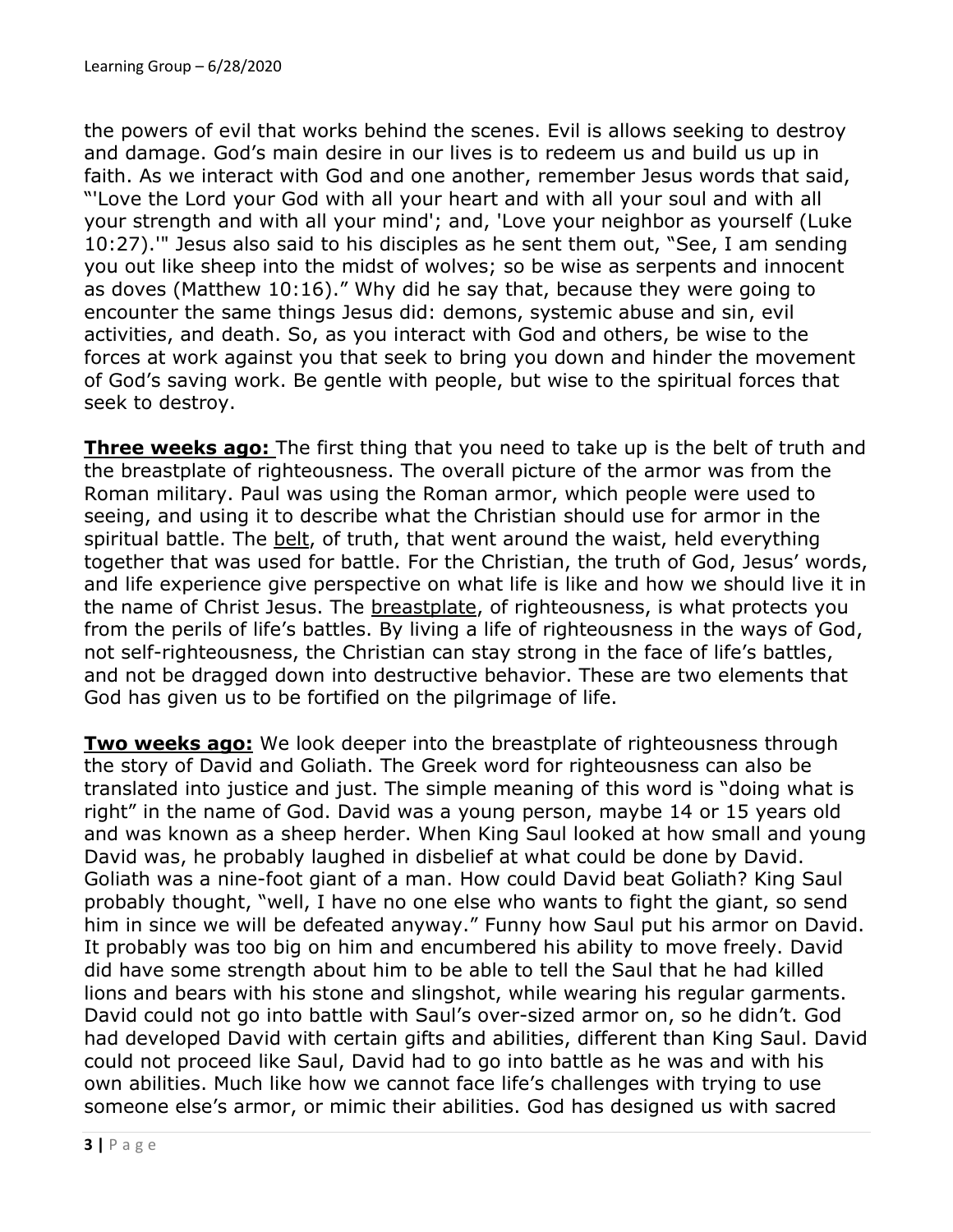the powers of evil that works behind the scenes. Evil is allows seeking to destroy and damage. God's main desire in our lives is to redeem us and build us up in faith. As we interact with God and one another, remember Jesus words that said, "'Love the Lord your God with all your heart and with all your soul and with all your strength and with all your mind'; and, 'Love your neighbor as yourself (Luke 10:27).'" Jesus also said to his disciples as he sent them out, "See, I am sending you out like sheep into the midst of wolves; so be wise as serpents and innocent as doves (Matthew 10:16)." Why did he say that, because they were going to encounter the same things Jesus did: demons, systemic abuse and sin, evil activities, and death. So, as you interact with God and others, be wise to the forces at work against you that seek to bring you down and hinder the movement of God's saving work. Be gentle with people, but wise to the spiritual forces that seek to destroy.

**Three weeks ago:** The first thing that you need to take up is the belt of truth and the breastplate of righteousness. The overall picture of the armor was from the Roman military. Paul was using the Roman armor, which people were used to seeing, and using it to describe what the Christian should use for armor in the spiritual battle. The belt, of truth, that went around the waist, held everything together that was used for battle. For the Christian, the truth of God, Jesus' words, and life experience give perspective on what life is like and how we should live it in the name of Christ Jesus. The breastplate, of righteousness, is what protects you from the perils of life's battles. By living a life of righteousness in the ways of God, not self-righteousness, the Christian can stay strong in the face of life's battles, and not be dragged down into destructive behavior. These are two elements that God has given us to be fortified on the pilgrimage of life.

**Two weeks ago:** We look deeper into the breastplate of righteousness through the story of David and Goliath. The Greek word for righteousness can also be translated into justice and just. The simple meaning of this word is "doing what is right" in the name of God. David was a young person, maybe 14 or 15 years old and was known as a sheep herder. When King Saul looked at how small and young David was, he probably laughed in disbelief at what could be done by David. Goliath was a nine-foot giant of a man. How could David beat Goliath? King Saul probably thought, "well, I have no one else who wants to fight the giant, so send him in since we will be defeated anyway." Funny how Saul put his armor on David. It probably was too big on him and encumbered his ability to move freely. David did have some strength about him to be able to tell the Saul that he had killed lions and bears with his stone and slingshot, while wearing his regular garments. David could not go into battle with Saul's over-sized armor on, so he didn't. God had developed David with certain gifts and abilities, different than King Saul. David could not proceed like Saul, David had to go into battle as he was and with his own abilities. Much like how we cannot face life's challenges with trying to use someone else's armor, or mimic their abilities. God has designed us with sacred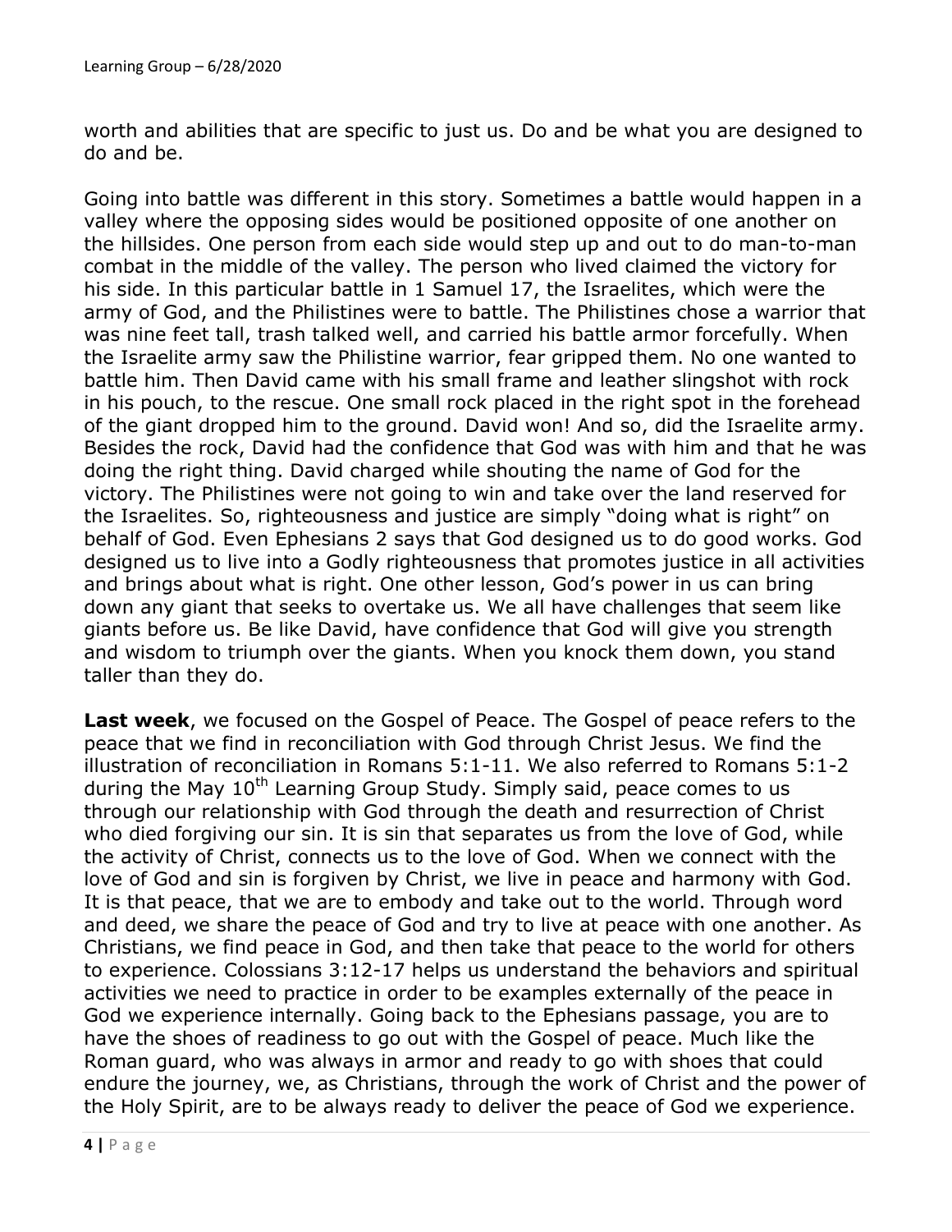worth and abilities that are specific to just us. Do and be what you are designed to do and be.

Going into battle was different in this story. Sometimes a battle would happen in a valley where the opposing sides would be positioned opposite of one another on the hillsides. One person from each side would step up and out to do man-to-man combat in the middle of the valley. The person who lived claimed the victory for his side. In this particular battle in 1 Samuel 17, the Israelites, which were the army of God, and the Philistines were to battle. The Philistines chose a warrior that was nine feet tall, trash talked well, and carried his battle armor forcefully. When the Israelite army saw the Philistine warrior, fear gripped them. No one wanted to battle him. Then David came with his small frame and leather slingshot with rock in his pouch, to the rescue. One small rock placed in the right spot in the forehead of the giant dropped him to the ground. David won! And so, did the Israelite army. Besides the rock, David had the confidence that God was with him and that he was doing the right thing. David charged while shouting the name of God for the victory. The Philistines were not going to win and take over the land reserved for the Israelites. So, righteousness and justice are simply "doing what is right" on behalf of God. Even Ephesians 2 says that God designed us to do good works. God designed us to live into a Godly righteousness that promotes justice in all activities and brings about what is right. One other lesson, God's power in us can bring down any giant that seeks to overtake us. We all have challenges that seem like giants before us. Be like David, have confidence that God will give you strength and wisdom to triumph over the giants. When you knock them down, you stand taller than they do.

**Last week**, we focused on the Gospel of Peace. The Gospel of peace refers to the peace that we find in reconciliation with God through Christ Jesus. We find the illustration of reconciliation in Romans 5:1-11. We also referred to Romans 5:1-2 during the May 10th Learning Group Study. Simply said, peace comes to us through our relationship with God through the death and resurrection of Christ who died forgiving our sin. It is sin that separates us from the love of God, while the activity of Christ, connects us to the love of God. When we connect with the love of God and sin is forgiven by Christ, we live in peace and harmony with God. It is that peace, that we are to embody and take out to the world. Through word and deed, we share the peace of God and try to live at peace with one another. As Christians, we find peace in God, and then take that peace to the world for others to experience. Colossians 3:12-17 helps us understand the behaviors and spiritual activities we need to practice in order to be examples externally of the peace in God we experience internally. Going back to the Ephesians passage, you are to have the shoes of readiness to go out with the Gospel of peace. Much like the Roman guard, who was always in armor and ready to go with shoes that could endure the journey, we, as Christians, through the work of Christ and the power of the Holy Spirit, are to be always ready to deliver the peace of God we experience.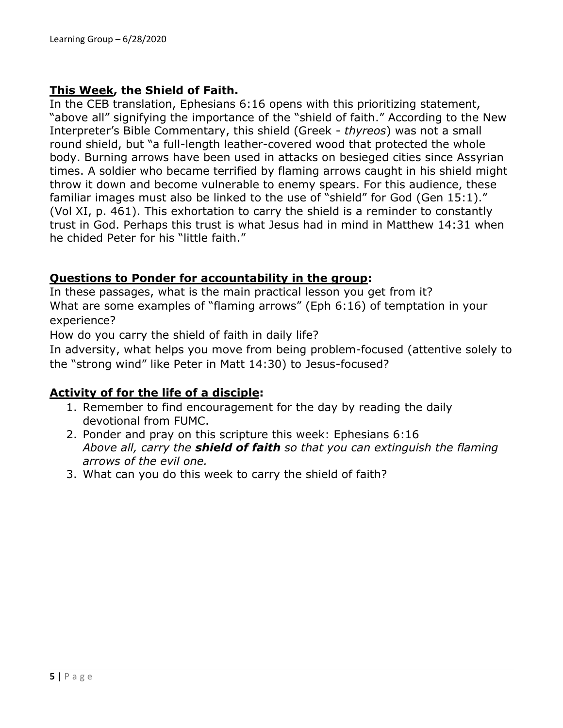**This Week, the Shield of Faith.**

In the CEB translation, Ephesians 6:16 opens with this prioritizing statement, "above all" signifying the importance of the "shield of faith." According to the New Interpreter's Bible Commentary, this shield (Greek - *thyreos*) was not a small round shield, but "a full-length leather-covered wood that protected the whole body. Burning arrows have been used in attacks on besieged cities since Assyrian times. A soldier who became terrified by flaming arrows caught in his shield might throw it down and become vulnerable to enemy spears. For this audience, these familiar images must also be linked to the use of "shield" for God (Gen 15:1)." (Vol XI, p. 461). This exhortation to carry the shield is a reminder to constantly trust in God. Perhaps this trust is what Jesus had in mind in Matthew 14:31 when he chided Peter for his "little faith."

**Questions to Ponder for accountability in the group:**

In these passages, what is the main practical lesson you get from it?
What are some examples of "flaming arrows" (Eph 6:16) of temptation in your experience?
How do you carry the shield of faith in daily life?
In adversity, what helps you move from being problem-focused (attentive solely to the "strong wind" like Peter in Matt 14:30) to Jesus-focused?

**Activity of for the life of a disciple:**

1. Remember to find encouragement for the day by reading the daily devotional from FUMC.
2. Ponder and pray on this scripture this week: Ephesians 6:16
   *Above all, carry the **shield of faith** so that you can extinguish the flaming arrows of the evil one.*
3. What can you do this week to carry the shield of faith?